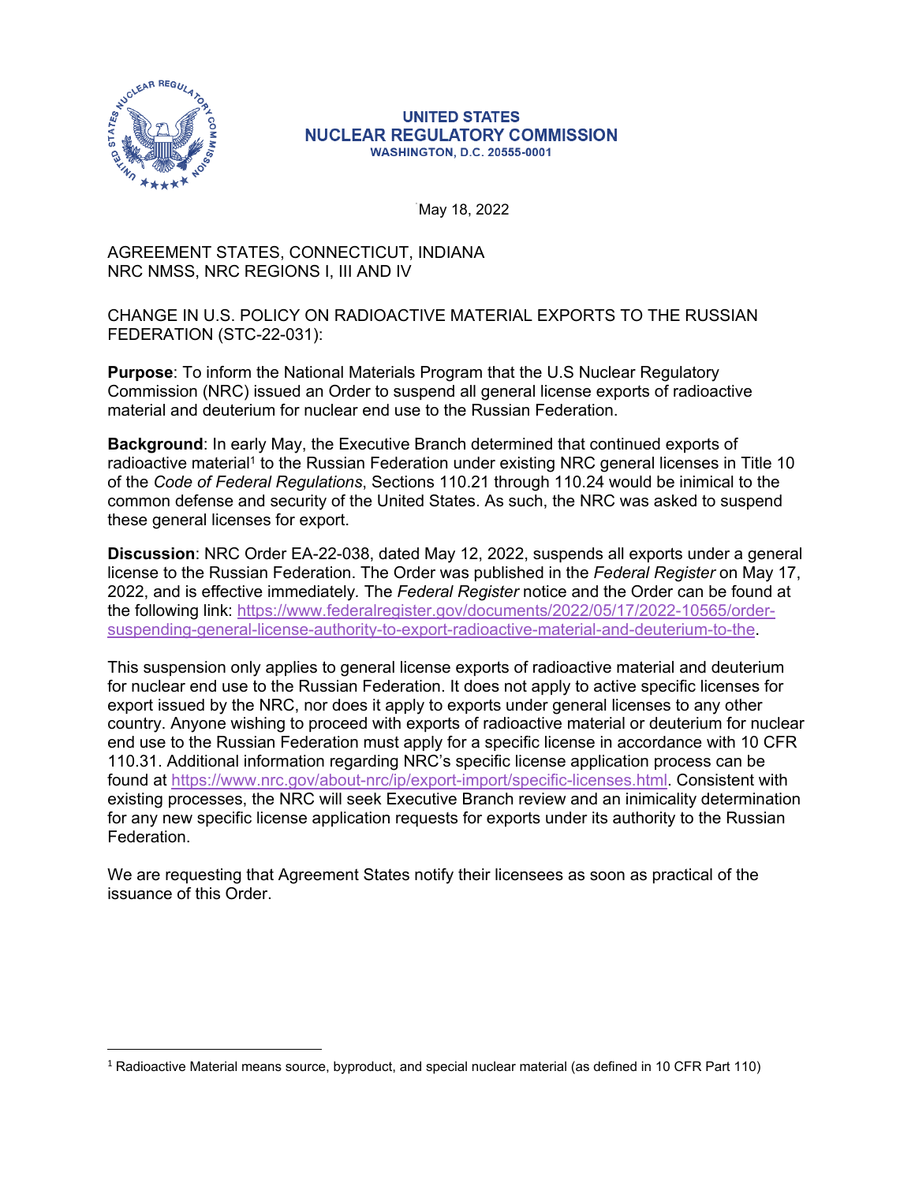**UNITED STATES**
**NUCLEAR REGULATORY COMMISSION**
**WASHINGTON, D.C. 20555-0001**

May 18, 2022

AGREEMENT STATES, CONNECTICUT, INDIANA
NRC NMSS, NRC REGIONS I, III AND IV

CHANGE IN U.S. POLICY ON RADIOACTIVE MATERIAL EXPORTS TO THE RUSSIAN FEDERATION (STC-22-031):

**Purpose**: To inform the National Materials Program that the U.S Nuclear Regulatory Commission (NRC) issued an Order to suspend all general license exports of radioactive material and deuterium for nuclear end use to the Russian Federation.

**Background**: In early May, the Executive Branch determined that continued exports of radioactive material[1] to the Russian Federation under existing NRC general licenses in Title 10 of the *Code of Federal Regulations*, Sections 110.21 through 110.24 would be inimical to the common defense and security of the United States. As such, the NRC was asked to suspend these general licenses for export.

**Discussion**: NRC Order EA-22-038, dated May 12, 2022, suspends all exports under a general license to the Russian Federation. The Order was published in the *Federal Register* on May 17, 2022, and is effective immediately. The *Federal Register* notice and the Order can be found at the following link: https://www.federalregister.gov/documents/2022/05/17/2022-10565/order-suspending-general-license-authority-to-export-radioactive-material-and-deuterium-to-the.

This suspension only applies to general license exports of radioactive material and deuterium for nuclear end use to the Russian Federation. It does not apply to active specific licenses for export issued by the NRC, nor does it apply to exports under general licenses to any other country. Anyone wishing to proceed with exports of radioactive material or deuterium for nuclear end use to the Russian Federation must apply for a specific license in accordance with 10 CFR 110.31. Additional information regarding NRC's specific license application process can be found at https://www.nrc.gov/about-nrc/ip/export-import/specific-licenses.html. Consistent with existing processes, the NRC will seek Executive Branch review and an inimicality determination for any new specific license application requests for exports under its authority to the Russian Federation.

We are requesting that Agreement States notify their licensees as soon as practical of the issuance of this Order.

---

[1] Radioactive Material means source, byproduct, and special nuclear material (as defined in 10 CFR Part 110)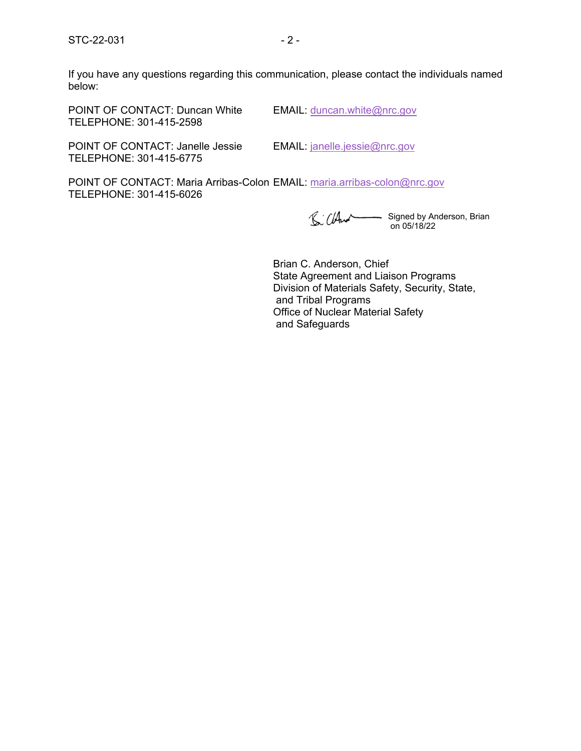If you have any questions regarding this communication, please contact the individuals named below:

POINT OF CONTACT: Duncan White EMAIL: duncan.white@nrc.gov
TELEPHONE: 301-415-2598

POINT OF CONTACT: Janelle Jessie EMAIL: janelle.jessie@nrc.gov
TELEPHONE: 301-415-6775

POINT OF CONTACT: Maria Arribas-Colon EMAIL: maria.arribas-colon@nrc.gov
TELEPHONE: 301-415-6026

Signed by Anderson, Brian on 05/18/22

Brian C. Anderson, Chief
State Agreement and Liaison Programs
Division of Materials Safety, Security, State, and Tribal Programs
Office of Nuclear Material Safety and Safeguards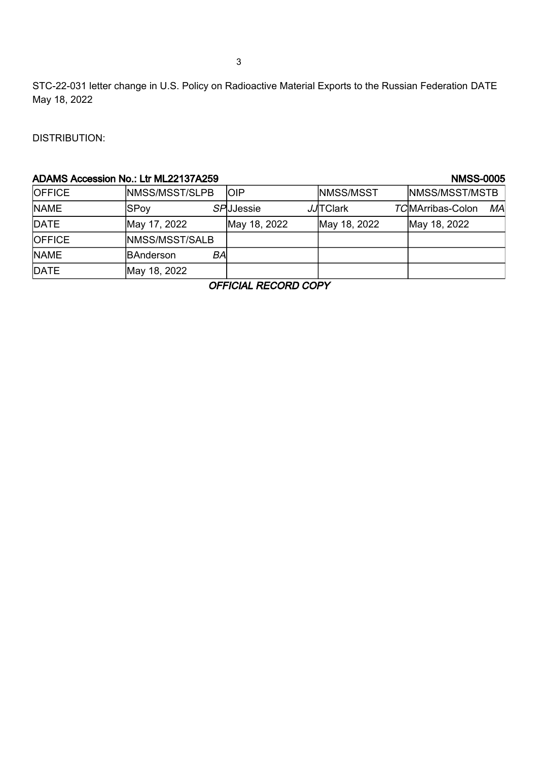STC-22-031 letter change in U.S. Policy on Radioactive Material Exports to the Russian Federation DATE May 18, 2022

DISTRIBUTION:

**ADAMS Accession No.: Ltr ML22137A259** **NMSS-0005**

| OFFICE | NMSS/MSST/SLPB | OIP | NMSS/MSST | NMSS/MSST/MSTB |
|---|---|---|---|---|
| NAME | SPoy *SP* | JJessie *JJ* | TClark *TC* | MArribas-Colon *MA* |
| DATE | May 17, 2022 | May 18, 2022 | May 18, 2022 | May 18, 2022 |
| OFFICE | NMSS/MSST/SALB | | | |
| NAME | BAnderson *BA* | | | |
| DATE | May 18, 2022 | | | |

***OFFICIAL RECORD COPY***